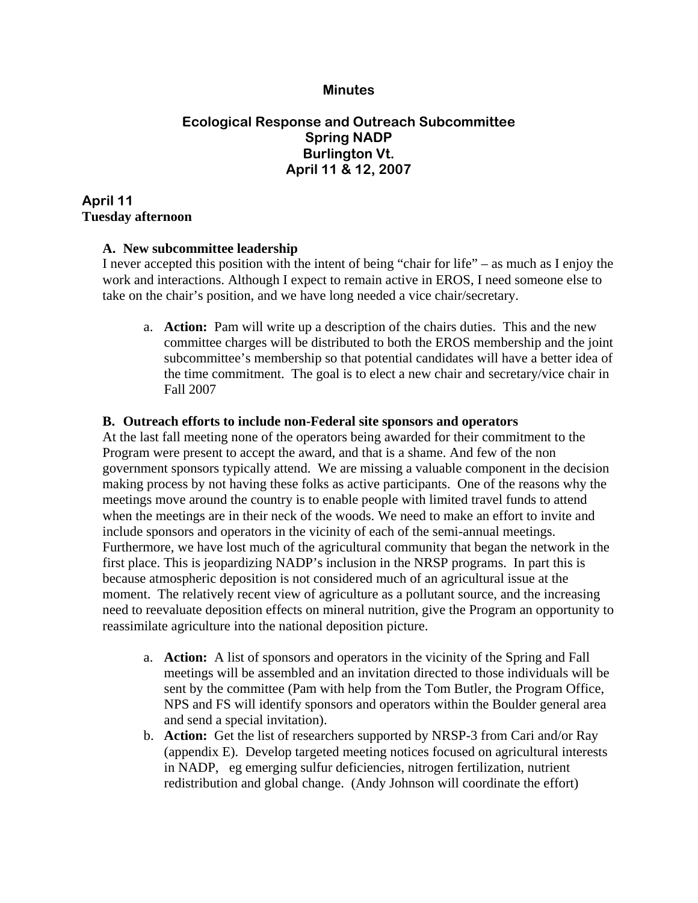# Minutes

## Ecological Response and Outreach Subcommittee
## Spring NADP
## Burlington Vt.
## April 11 & 12, 2007

### April 11
**Tuesday afternoon**

**A. New subcommittee leadership**

I never accepted this position with the intent of being "chair for life" – as much as I enjoy the work and interactions. Although I expect to remain active in EROS, I need someone else to take on the chair's position, and we have long needed a vice chair/secretary.

a. **Action:** Pam will write up a description of the chairs duties. This and the new committee charges will be distributed to both the EROS membership and the joint subcommittee's membership so that potential candidates will have a better idea of the time commitment. The goal is to elect a new chair and secretary/vice chair in Fall 2007

**B. Outreach efforts to include non-Federal site sponsors and operators**

At the last fall meeting none of the operators being awarded for their commitment to the Program were present to accept the award, and that is a shame. And few of the non government sponsors typically attend. We are missing a valuable component in the decision making process by not having these folks as active participants. One of the reasons why the meetings move around the country is to enable people with limited travel funds to attend when the meetings are in their neck of the woods. We need to make an effort to invite and include sponsors and operators in the vicinity of each of the semi-annual meetings. Furthermore, we have lost much of the agricultural community that began the network in the first place. This is jeopardizing NADP's inclusion in the NRSP programs. In part this is because atmospheric deposition is not considered much of an agricultural issue at the moment. The relatively recent view of agriculture as a pollutant source, and the increasing need to reevaluate deposition effects on mineral nutrition, give the Program an opportunity to reassimilate agriculture into the national deposition picture.

a. **Action:** A list of sponsors and operators in the vicinity of the Spring and Fall meetings will be assembled and an invitation directed to those individuals will be sent by the committee (Pam with help from the Tom Butler, the Program Office, NPS and FS will identify sponsors and operators within the Boulder general area and send a special invitation).

b. **Action:** Get the list of researchers supported by NRSP-3 from Cari and/or Ray (appendix E). Develop targeted meeting notices focused on agricultural interests in NADP, eg emerging sulfur deficiencies, nitrogen fertilization, nutrient redistribution and global change. (Andy Johnson will coordinate the effort)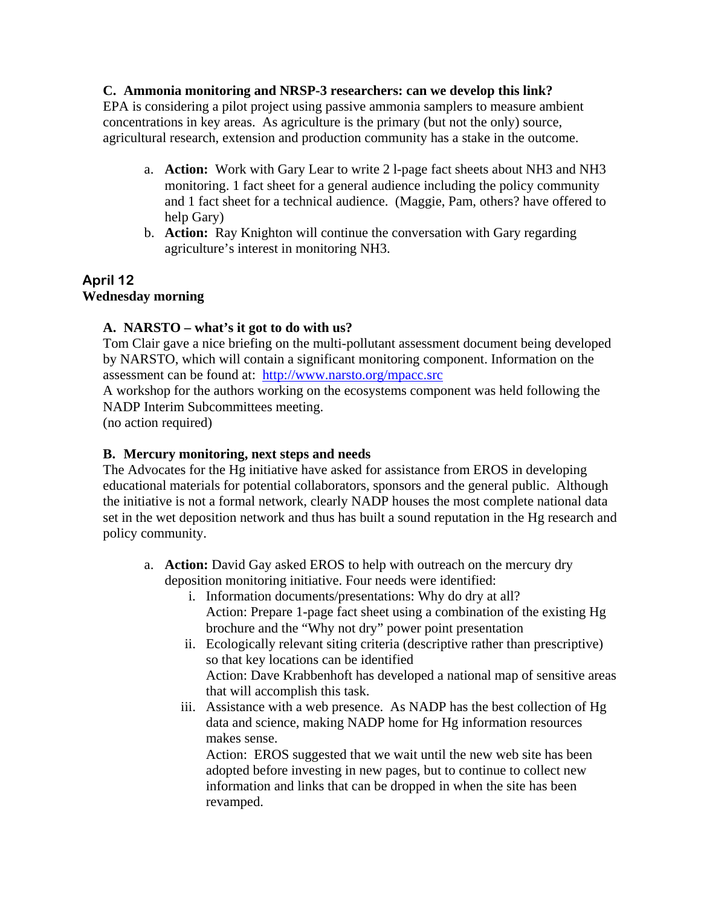**C. Ammonia monitoring and NRSP-3 researchers: can we develop this link?**
EPA is considering a pilot project using passive ammonia samplers to measure ambient concentrations in key areas. As agriculture is the primary (but not the only) source, agricultural research, extension and production community has a stake in the outcome.

a. **Action:** Work with Gary Lear to write 2 l-page fact sheets about $NH_3$ and $NH_3$ monitoring. 1 fact sheet for a general audience including the policy community and 1 fact sheet for a technical audience. (Maggie, Pam, others? have offered to help Gary)
b. **Action:** Ray Knighton will continue the conversation with Gary regarding agriculture's interest in monitoring $NH_3$.

### April 12
**Wednesday morning**

**A. NARSTO – what's it got to do with us?**
Tom Clair gave a nice briefing on the multi-pollutant assessment document being developed by NARSTO, which will contain a significant monitoring component. Information on the assessment can be found at: http://www.narsto.org/mpacc.src
A workshop for the authors working on the ecosystems component was held following the NADP Interim Subcommittees meeting.
(no action required)

**B. Mercury monitoring, next steps and needs**
The Advocates for the Hg initiative have asked for assistance from EROS in developing educational materials for potential collaborators, sponsors and the general public. Although the initiative is not a formal network, clearly NADP houses the most complete national data set in the wet deposition network and thus has built a sound reputation in the Hg research and policy community.

a. **Action:** David Gay asked EROS to help with outreach on the mercury dry deposition monitoring initiative. Four needs were identified:
   i. Information documents/presentations: Why do dry at all?
      Action: Prepare 1-page fact sheet using a combination of the existing Hg brochure and the "Why not dry" power point presentation
   ii. Ecologically relevant siting criteria (descriptive rather than prescriptive) so that key locations can be identified
      Action: Dave Krabbenhoft has developed a national map of sensitive areas that will accomplish this task.
   iii. Assistance with a web presence. As NADP has the best collection of Hg data and science, making NADP home for Hg information resources makes sense.
      Action: EROS suggested that we wait until the new web site has been adopted before investing in new pages, but to continue to collect new information and links that can be dropped in when the site has been revamped.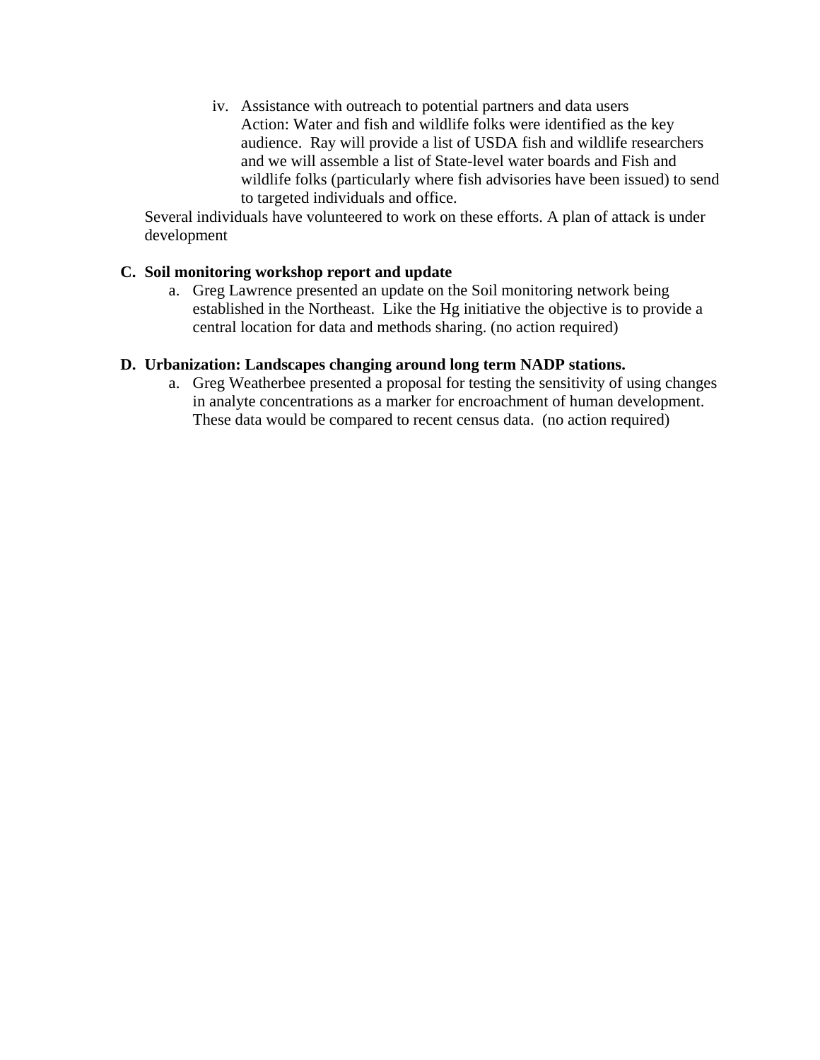iv. Assistance with outreach to potential partners and data users
    Action: Water and fish and wildlife folks were identified as the key audience. Ray will provide a list of USDA fish and wildlife researchers and we will assemble a list of State-level water boards and Fish and wildlife folks (particularly where fish advisories have been issued) to send to targeted individuals and office.

Several individuals have volunteered to work on these efforts. A plan of attack is under development

**C. Soil monitoring workshop report and update**

a. Greg Lawrence presented an update on the Soil monitoring network being established in the Northeast. Like the Hg initiative the objective is to provide a central location for data and methods sharing. (no action required)

**D. Urbanization: Landscapes changing around long term NADP stations.**

a. Greg Weatherbee presented a proposal for testing the sensitivity of using changes in analyte concentrations as a marker for encroachment of human development. These data would be compared to recent census data. (no action required)